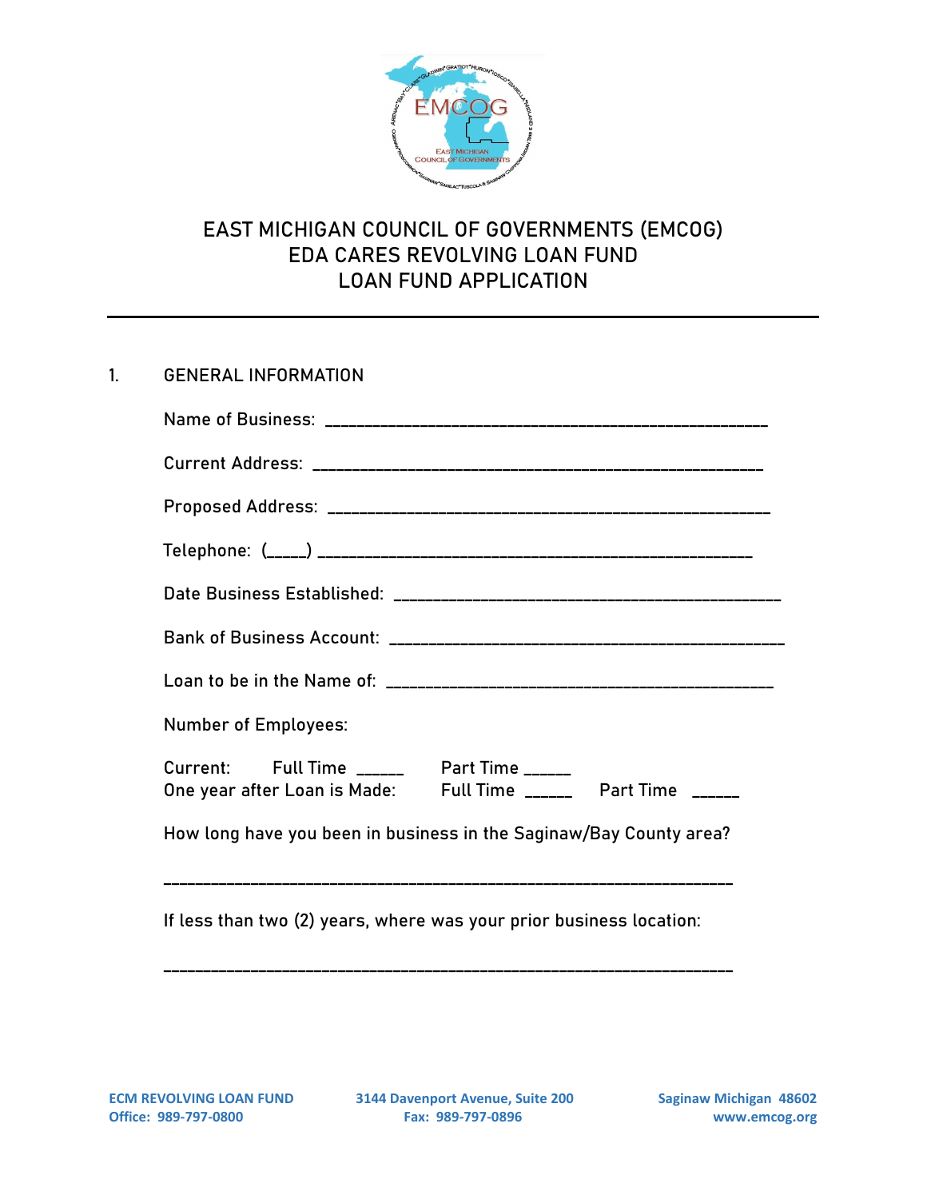# EAST MICHIGAN COUNCIL OF GOVERNMENTS (EMCOG)
# EDA CARES REVOLVING LOAN FUND
# LOAN FUND APPLICATION

---

## 1. GENERAL INFORMATION

Name of Business: ______________________________________________________

Current Address: ______________________________________________________

Proposed Address: ______________________________________________________

Telephone: (_____) ______________________________________________________

Date Business Established: _____________________________________________

Bank of Business Account: ______________________________________________

Loan to be in the Name of: _____________________________________________

Number of Employees:

Current: Full Time ______ Part Time ______
One year after Loan is Made: Full Time ______ Part Time ______

How long have you been in business in the Saginaw/Bay County area?

______________________________________________________________________

If less than two (2) years, where was your prior business location:

______________________________________________________________________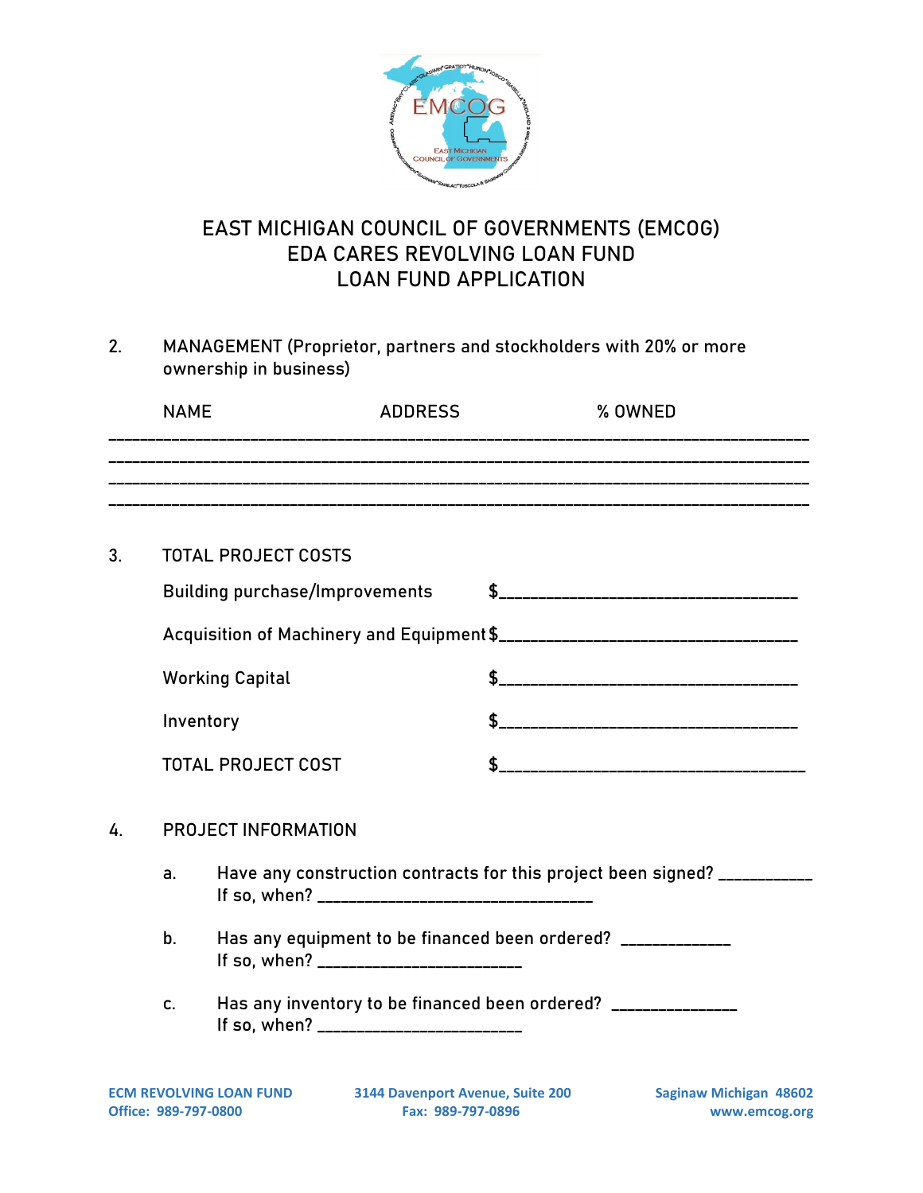# EAST MICHIGAN COUNCIL OF GOVERNMENTS (EMCOG)
# EDA CARES REVOLVING LOAN FUND
# LOAN FUND APPLICATION

2. MANAGEMENT (Proprietor, partners and stockholders with 20% or more ownership in business)

| NAME | ADDRESS | % OWNED |
|---|---|---|
| | | |
| | | |
| | | |
| | | |

3. TOTAL PROJECT COSTS

   Building purchase/Improvements $____________________________________

   Acquisition of Machinery and Equipment $____________________________________

   Working Capital $____________________________________

   Inventory $____________________________________

   TOTAL PROJECT COST $____________________________________

4. PROJECT INFORMATION

   a. Have any construction contracts for this project been signed? ___________
      If so, when? _________________________________

   b. Has any equipment to be financed been ordered? _____________
      If so, when? ________________________

   c. Has any inventory to be financed been ordered? _______________
      If so, when? ________________________

ECM REVOLVING LOAN FUND 3144 Davenport Avenue, Suite 200 Saginaw Michigan 48602
Office: 989-797-0800 Fax: 989-797-0896 www.emcog.org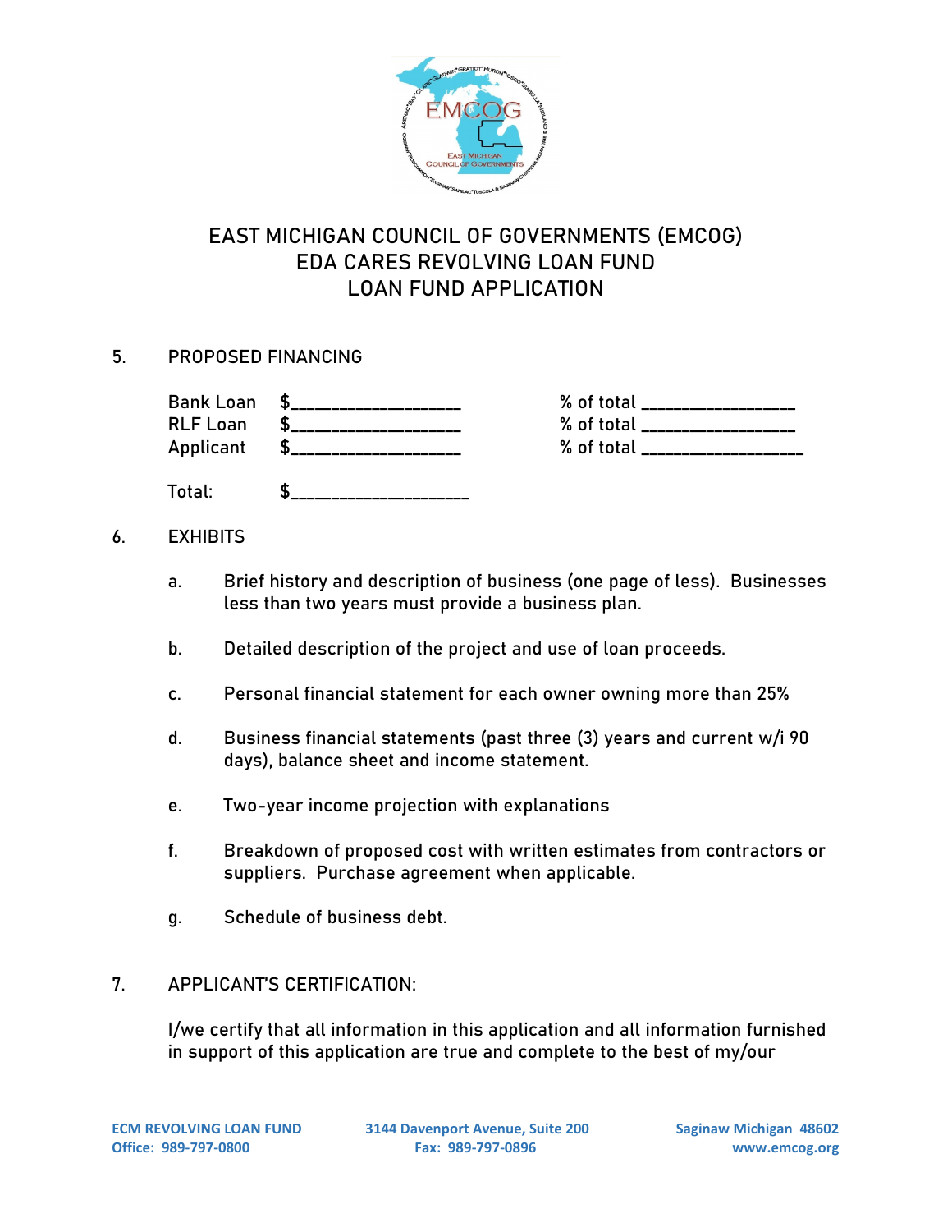# EAST MICHIGAN COUNCIL OF GOVERNMENTS (EMCOG)
## EDA CARES REVOLVING LOAN FUND
## LOAN FUND APPLICATION

5. PROPOSED FINANCING

| | | |
|---|---|---|
| Bank Loan | $___________________ | % of total _________________ |
| RLF Loan | $___________________ | % of total _________________ |
| Applicant | $___________________ | % of total __________________ |
| Total: | $____________________ | |

6. EXHIBITS

   a. Brief history and description of business (one page of less). Businesses less than two years must provide a business plan.

   b. Detailed description of the project and use of loan proceeds.

   c. Personal financial statement for each owner owning more than 25%

   d. Business financial statements (past three (3) years and current w/i 90 days), balance sheet and income statement.

   e. Two-year income projection with explanations

   f. Breakdown of proposed cost with written estimates from contractors or suppliers. Purchase agreement when applicable.

   g. Schedule of business debt.

7. APPLICANT'S CERTIFICATION:

   I/we certify that all information in this application and all information furnished in support of this application are true and complete to the best of my/our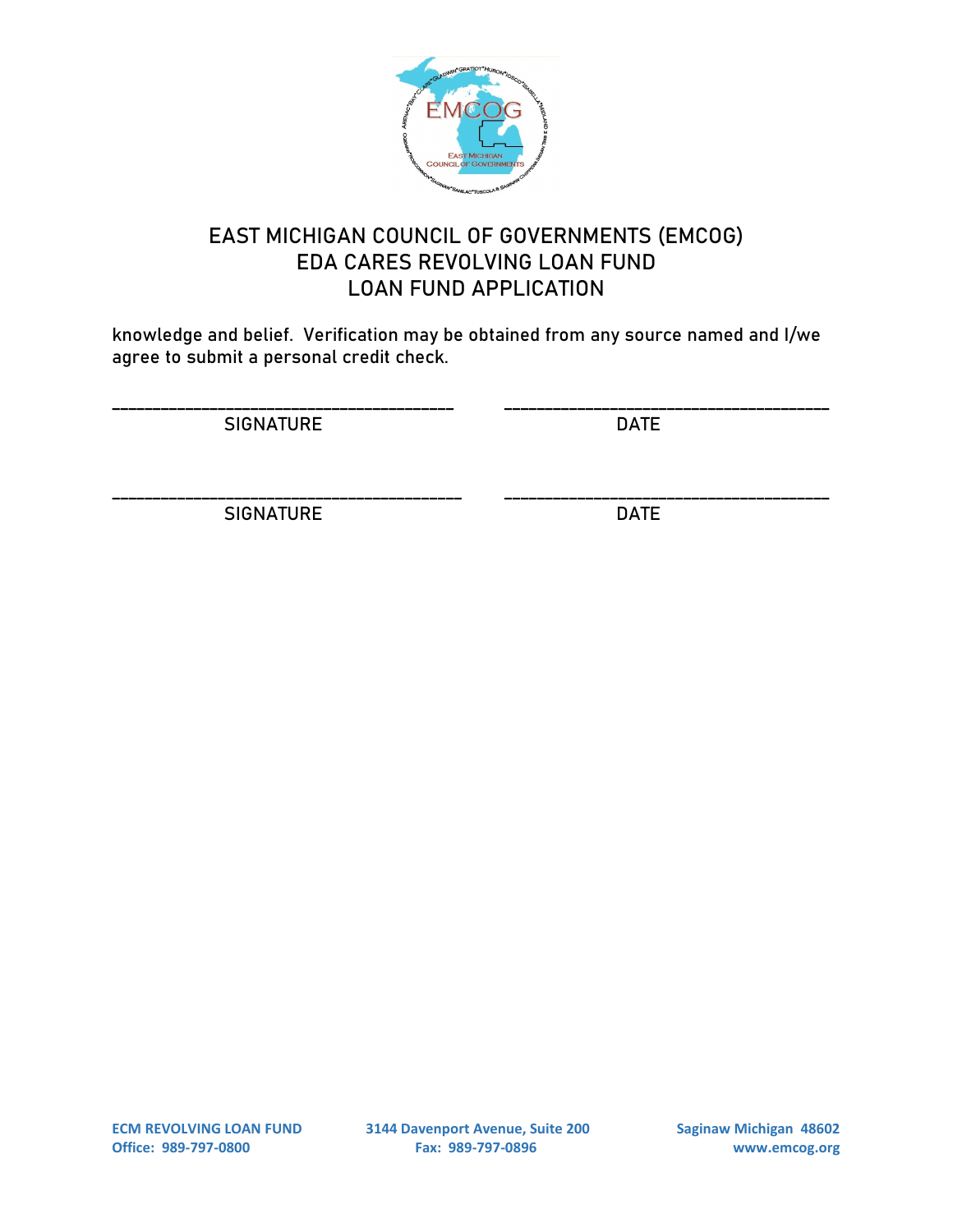# EAST MICHIGAN COUNCIL OF GOVERNMENTS (EMCOG)
## EDA CARES REVOLVING LOAN FUND
## LOAN FUND APPLICATION

knowledge and belief. Verification may be obtained from any source named and I/we agree to submit a personal credit check.

_______________________________________ _______________________________________
SIGNATURE DATE

_______________________________________ _______________________________________
SIGNATURE DATE

**ECM REVOLVING LOAN FUND** **3144 Davenport Avenue, Suite 200** **Saginaw Michigan 48602**
**Office: 989-797-0800** **Fax: 989-797-0896** **www.emcog.org**